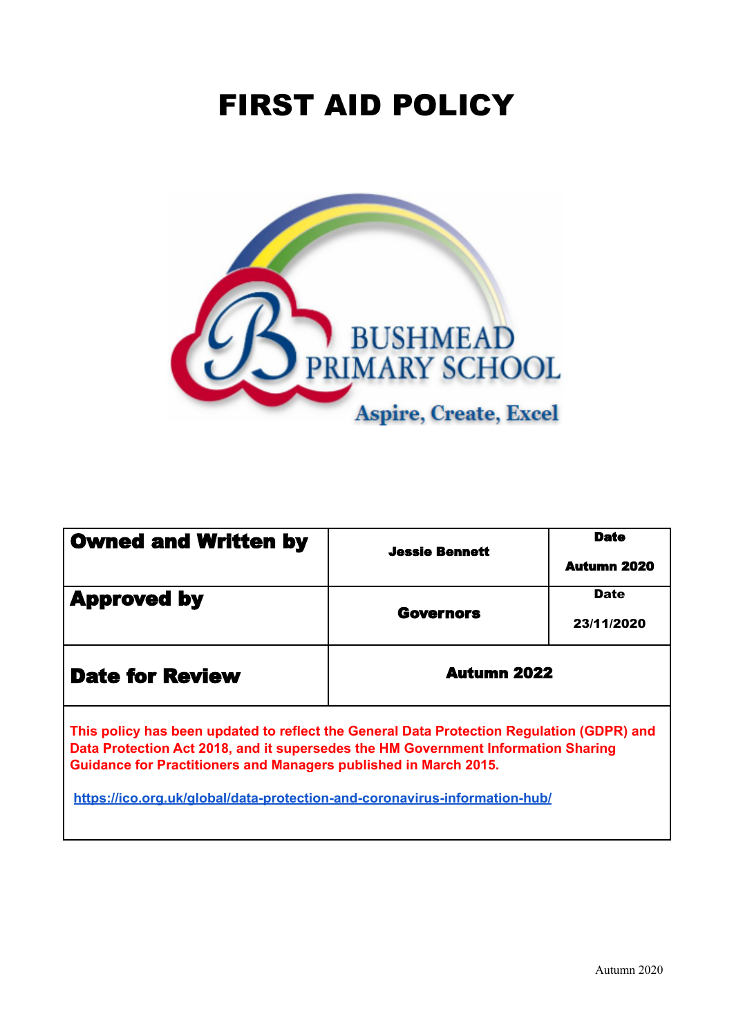# FIRST AID POLICY

BUSHMEAD PRIMARY SCHOOL

Aspire, Create, Excel

| **Owned and Written by** | **Jessie Bennett** | **Date**<br><br>**Autumn 2020** |
|---|---|---|
| **Approved by** | **Governors** | **Date**<br><br>**23/11/2020** |
| **Date for Review** | **Autumn 2022** | |

**This policy has been updated to reflect the General Data Protection Regulation (GDPR) and Data Protection Act 2018, and it supersedes the HM Government Information Sharing Guidance for Practitioners and Managers published in March 2015.**

**https://ico.org.uk/global/data-protection-and-coronavirus-information-hub/**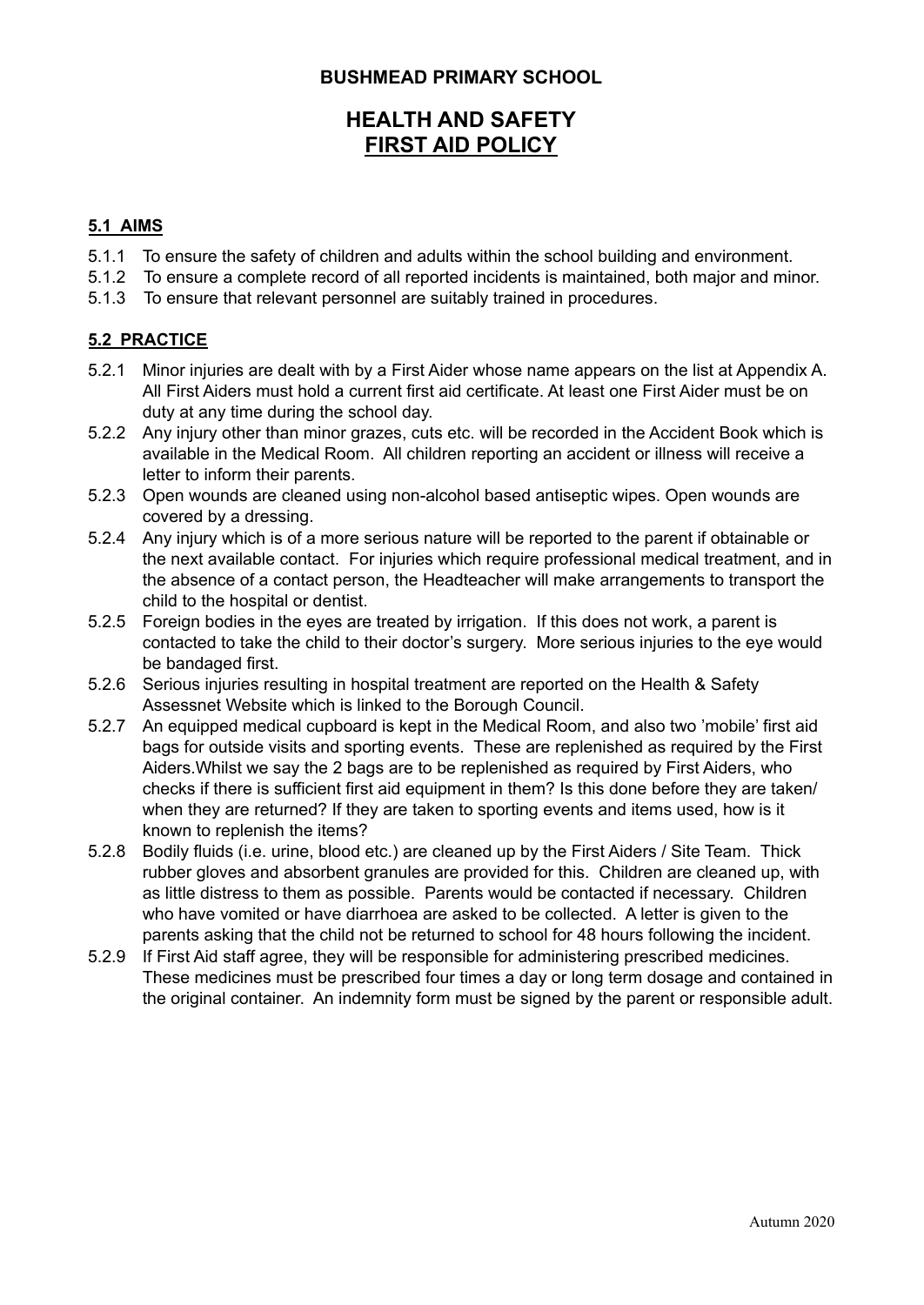**BUSHMEAD PRIMARY SCHOOL**

# HEALTH AND SAFETY
# FIRST AID POLICY

## 5.1 AIMS

5.1.1 To ensure the safety of children and adults within the school building and environment.
5.1.2 To ensure a complete record of all reported incidents is maintained, both major and minor.
5.1.3 To ensure that relevant personnel are suitably trained in procedures.

## 5.2 PRACTICE

5.2.1 Minor injuries are dealt with by a First Aider whose name appears on the list at Appendix A. All First Aiders must hold a current first aid certificate. At least one First Aider must be on duty at any time during the school day.

5.2.2 Any injury other than minor grazes, cuts etc. will be recorded in the Accident Book which is available in the Medical Room. All children reporting an accident or illness will receive a letter to inform their parents.

5.2.3 Open wounds are cleaned using non-alcohol based antiseptic wipes. Open wounds are covered by a dressing.

5.2.4 Any injury which is of a more serious nature will be reported to the parent if obtainable or the next available contact. For injuries which require professional medical treatment, and in the absence of a contact person, the Headteacher will make arrangements to transport the child to the hospital or dentist.

5.2.5 Foreign bodies in the eyes are treated by irrigation. If this does not work, a parent is contacted to take the child to their doctor's surgery. More serious injuries to the eye would be bandaged first.

5.2.6 Serious injuries resulting in hospital treatment are reported on the Health & Safety Assessnet Website which is linked to the Borough Council.

5.2.7 An equipped medical cupboard is kept in the Medical Room, and also two 'mobile' first aid bags for outside visits and sporting events. These are replenished as required by the First Aiders.Whilst we say the 2 bags are to be replenished as required by First Aiders, who checks if there is sufficient first aid equipment in them? Is this done before they are taken/ when they are returned? If they are taken to sporting events and items used, how is it known to replenish the items?

5.2.8 Bodily fluids (i.e. urine, blood etc.) are cleaned up by the First Aiders / Site Team. Thick rubber gloves and absorbent granules are provided for this. Children are cleaned up, with as little distress to them as possible. Parents would be contacted if necessary. Children who have vomited or have diarrhoea are asked to be collected. A letter is given to the parents asking that the child not be returned to school for 48 hours following the incident.

5.2.9 If First Aid staff agree, they will be responsible for administering prescribed medicines. These medicines must be prescribed four times a day or long term dosage and contained in the original container. An indemnity form must be signed by the parent or responsible adult.

Autumn 2020